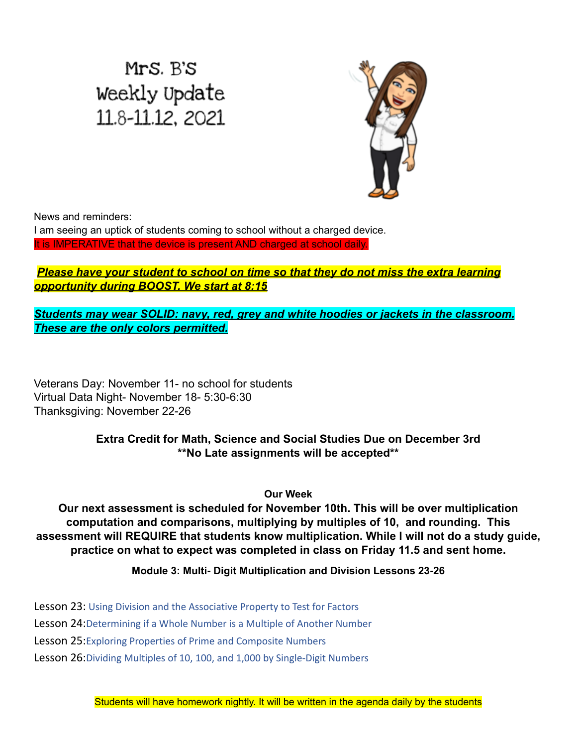# Mrs. B's Weekly Update 11.8-11.12, 2021

News and reminders:
I am seeing an uptick of students coming to school without a charged device.
It is IMPERATIVE that the device is present AND charged at school daily.

***Please have your student to school on time so that they do not miss the extra learning opportunity during BOOST. We start at 8:15***

***Students may wear SOLID: navy, red, grey and white hoodies or jackets in the classroom. These are the only colors permitted.***

Veterans Day: November 11- no school for students
Virtual Data Night- November 18- 5:30-6:30
Thanksgiving: November 22-26

**Extra Credit for Math, Science and Social Studies Due on December 3rd**
**\*\*No Late assignments will be accepted\*\***

**Our Week**

**Our next assessment is scheduled for November 10th. This will be over multiplication computation and comparisons, multiplying by multiples of 10, and rounding. This assessment will REQUIRE that students know multiplication. While I will not do a study guide, practice on what to expect was completed in class on Friday 11.5 and sent home.**

**Module 3: Multi- Digit Multiplication and Division Lessons 23-26**

Lesson 23: Using Division and the Associative Property to Test for Factors
Lesson 24: Determining if a Whole Number is a Multiple of Another Number
Lesson 25: Exploring Properties of Prime and Composite Numbers
Lesson 26: Dividing Multiples of 10, 100, and 1,000 by Single-Digit Numbers

Students will have homework nightly. It will be written in the agenda daily by the students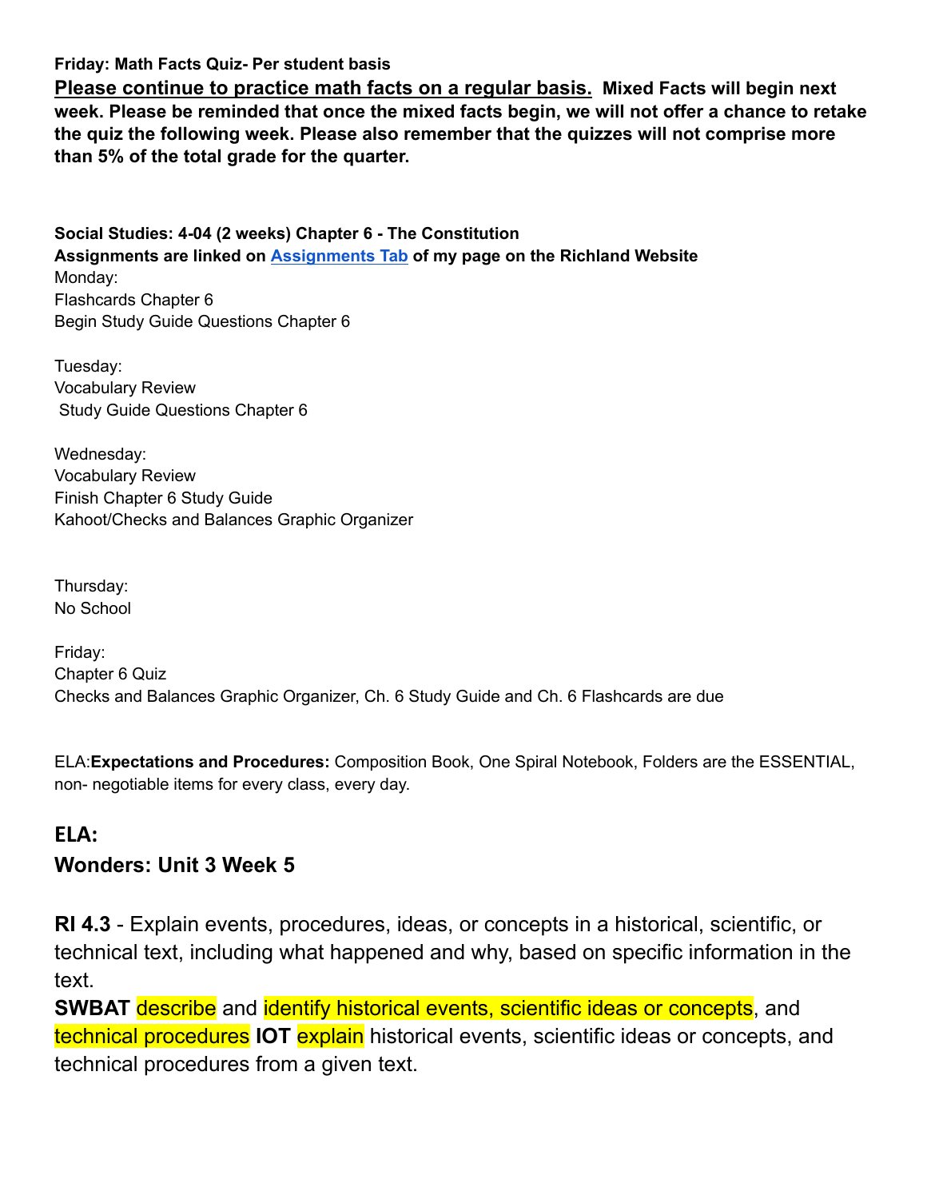**Friday: Math Facts Quiz- Per student basis**

**<u>Please continue to practice math facts on a regular basis.</u> Mixed Facts will begin next week. Please be reminded that once the mixed facts begin, we will not offer a chance to retake the quiz the following week. Please also remember that the quizzes will not comprise more than 5% of the total grade for the quarter.**

**Social Studies: 4-04 (2 weeks) Chapter 6 - The Constitution**

**Assignments are linked on [Assignments Tab](#) of my page on the Richland Website**

Monday:
Flashcards Chapter 6
Begin Study Guide Questions Chapter 6

Tuesday:
Vocabulary Review
Study Guide Questions Chapter 6

Wednesday:
Vocabulary Review
Finish Chapter 6 Study Guide
Kahoot/Checks and Balances Graphic Organizer

Thursday:
No School

Friday:
Chapter 6 Quiz
Checks and Balances Graphic Organizer, Ch. 6 Study Guide and Ch. 6 Flashcards are due

ELA:**Expectations and Procedures:** Composition Book, One Spiral Notebook, Folders are the ESSENTIAL, non- negotiable items for every class, every day.

## ELA:

## Wonders: Unit 3 Week 5

**RI 4.3** - Explain events, procedures, ideas, or concepts in a historical, scientific, or technical text, including what happened and why, based on specific information in the text.

**SWBAT** describe and identify historical events, scientific ideas or concepts, and technical procedures **IOT** explain historical events, scientific ideas or concepts, and technical procedures from a given text.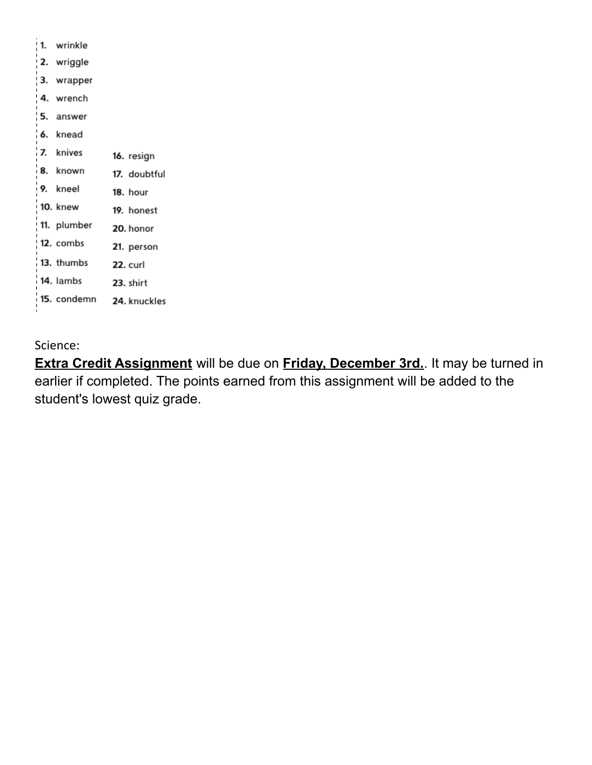1. wrinkle
2. wriggle
3. wrapper
4. wrench
5. answer
6. knead
7. knives
8. known
9. kneel
10. knew
11. plumber
12. combs
13. thumbs
14. lambs
15. condemn
16. resign
17. doubtful
18. hour
19. honest
20. honor
21. person
22. curl
23. shirt
24. knuckles

Science:

**Extra Credit Assignment** will be due on **Friday, December 3rd.**. It may be turned in earlier if completed. The points earned from this assignment will be added to the student's lowest quiz grade.